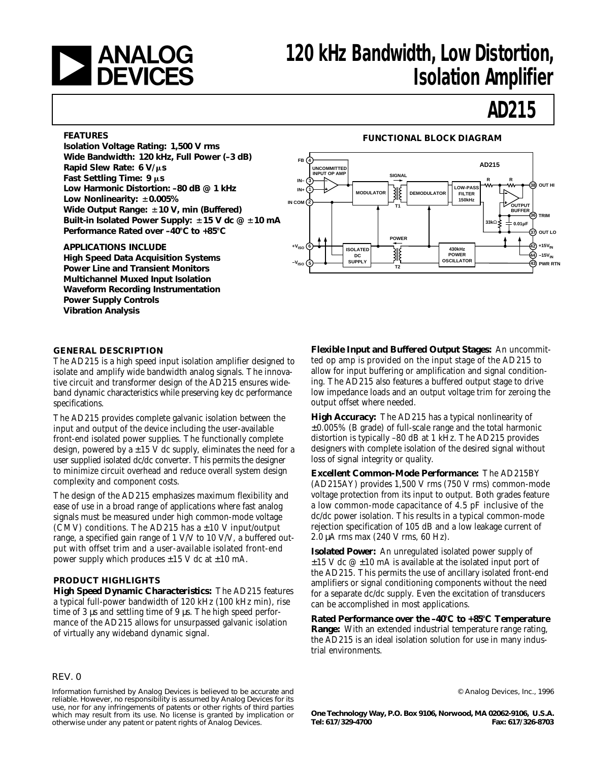# ANALOG DEVICES

# 120 kHz Bandwidth, Low Distortion, Isolation Amplifier

# AD215

## FEATURES

**Isolation Voltage Rating: 1,500 V rms**
**Wide Bandwidth: 120 kHz, Full Power (–3 dB)**
**Rapid Slew Rate: 6 V/µs**
**Fast Settling Time: 9 µs**
**Low Harmonic Distortion: –80 dB @ 1 kHz**
**Low Nonlinearity: ±0.005%**
**Wide Output Range: ±10 V, min (Buffered)**
**Built-in Isolated Power Supply: ±15 V dc @ ±10 mA**
**Performance Rated over –40°C to +85°C**

## APPLICATIONS INCLUDE

**High Speed Data Acquisition Systems**
**Power Line and Transient Monitors**
**Multichannel Muxed Input Isolation**
**Waveform Recording Instrumentation**
**Power Supply Controls**
**Vibration Analysis**

## FUNCTIONAL BLOCK DIAGRAM

## GENERAL DESCRIPTION

The AD215 is a high speed input isolation amplifier designed to isolate and amplify wide bandwidth analog signals. The innovative circuit and transformer design of the AD215 ensures wideband dynamic characteristics while preserving key dc performance specifications.

The AD215 provides complete galvanic isolation between the input and output of the device including the user-available front-end isolated power supplies. The functionally complete design, powered by a ±15 V dc supply, eliminates the need for a user supplied isolated dc/dc converter. This permits the designer to minimize circuit overhead and reduce overall system design complexity and component costs.

The design of the AD215 emphasizes maximum flexibility and ease of use in a broad range of applications where fast analog signals must be measured under high common-mode voltage (CMV) conditions. The AD215 has a ±10 V input/output range, a specified gain range of 1 V/V to 10 V/V, a buffered output with offset trim and a user-available isolated front-end power supply which produces ±15 V dc at ±10 mA.

## PRODUCT HIGHLIGHTS

**High Speed Dynamic Characteristics:** The AD215 features a typical full-power bandwidth of 120 kHz (100 kHz min), rise time of 3 µs and settling time of 9 µs. The high speed performance of the AD215 allows for unsurpassed galvanic isolation of virtually any wideband dynamic signal.

**Flexible Input and Buffered Output Stages:** An uncommitted op amp is provided on the input stage of the AD215 to allow for input buffering or amplification and signal conditioning. The AD215 also features a buffered output stage to drive low impedance loads and an output voltage trim for zeroing the output offset where needed.

**High Accuracy:** The AD215 has a typical nonlinearity of ±0.005% (B grade) of full-scale range and the total harmonic distortion is typically –80 dB at 1 kHz. The AD215 provides designers with complete isolation of the desired signal without loss of signal integrity or quality.

**Excellent Common-Mode Performance:** The AD215BY (AD215AY) provides 1,500 V rms (750 V rms) common-mode voltage protection from its input to output. Both grades feature a low common-mode capacitance of 4.5 pF inclusive of the dc/dc power isolation. This results in a typical common-mode rejection specification of 105 dB and a low leakage current of 2.0 µA rms max (240 V rms, 60 Hz).

**Isolated Power:** An unregulated isolated power supply of ±15 V dc @ ±10 mA is available at the isolated input port of the AD215. This permits the use of ancillary isolated front-end amplifiers or signal conditioning components without the need for a separate dc/dc supply. Even the excitation of transducers can be accomplished in most applications.

**Rated Performance over the –40°C to +85°C Temperature Range:** With an extended industrial temperature range rating, the AD215 is an ideal isolation solution for use in many industrial environments.

REV. 0

Information furnished by Analog Devices is believed to be accurate and reliable. However, no responsibility is assumed by Analog Devices for its use, nor for any infringements of patents or other rights of third parties which may result from its use. No license is granted by implication or otherwise under any patent or patent rights of Analog Devices.

© Analog Devices, Inc., 1996

**One Technology Way, P.O. Box 9106, Norwood, MA 02062-9106, U.S.A.**
**Tel: 617/329-4700 Fax: 617/326-8703**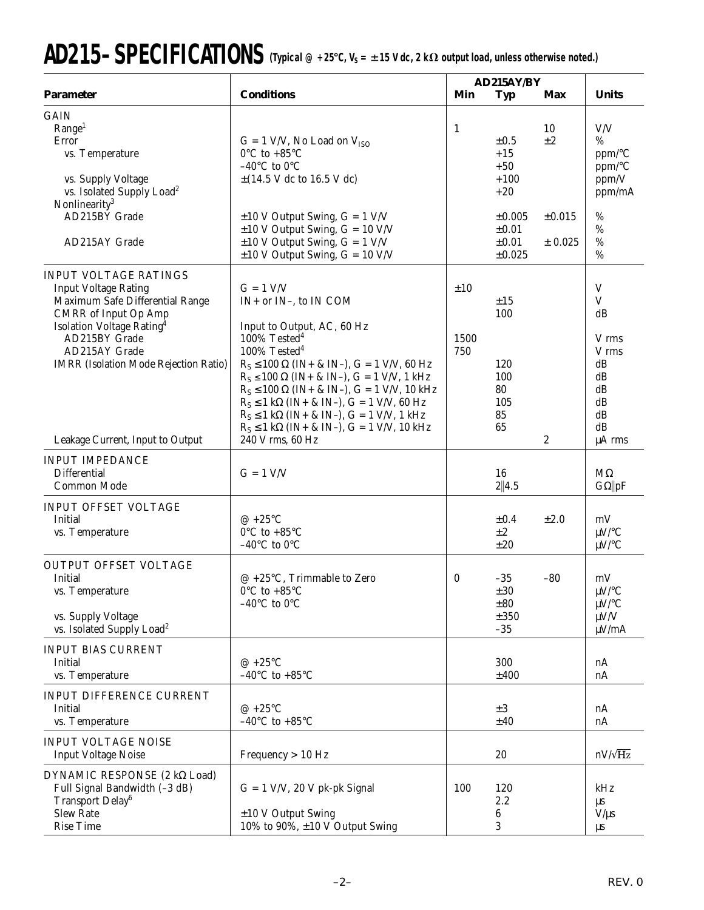# AD215–SPECIFICATIONS (Typical @ +25°C, $V_S$ = ±15 V dc, 2 kΩ output load, unless otherwise noted.)

| Parameter | Conditions | AD215AY/BY Min | Typ | Max | Units |
|---|---|---|---|---|---|
| **GAIN** | | | | | |
| Range[1] | | 1 | | 10 | V/V |
| Error | G = 1 V/V, No Load on $V_{ISO}$ | | ±0.5 | ±2 | % |
| vs. Temperature | 0°C to +85°C | | +15 | | ppm/°C |
| | –40°C to 0°C | | +50 | | ppm/°C |
| vs. Supply Voltage | ±(14.5 V dc to 16.5 V dc) | | +100 | | ppm/V |
| vs. Isolated Supply Load[2] | | | +20 | | ppm/mA |
| Nonlinearity[3] | | | | | |
| AD215BY Grade | ±10 V Output Swing, G = 1 V/V | | ±0.005 | ±0.015 | % |
| | ±10 V Output Swing, G = 10 V/V | | ±0.01 | | % |
| AD215AY Grade | ±10 V Output Swing, G = 1 V/V | | ±0.01 | ± 0.025 | % |
| | ±10 V Output Swing, G = 10 V/V | | ±0.025 | | % |
| **INPUT VOLTAGE RATINGS** | | | | | |
| Input Voltage Rating | G = 1 V/V | ±10 | | | V |
| Maximum Safe Differential Range | IN+ or IN–, to IN COM | | ±15 | | V |
| CMRR of Input Op Amp | | | 100 | | dB |
| Isolation Voltage Rating[4] | Input to Output, AC, 60 Hz | | | | |
| AD215BY Grade | 100% Tested[4] | 1500 | | | V rms |
| AD215AY Grade | 100% Tested[4] | 750 | | | V rms |
| IMRR (Isolation Mode Rejection Ratio) | $R_S$ ≤ 100 Ω (IN+ & IN–), G = 1 V/V, 60 Hz | | 120 | | dB |
| | $R_S$ ≤ 100 Ω (IN+ & IN–), G = 1 V/V, 1 kHz | | 100 | | dB |
| | $R_S$ ≤ 100 Ω (IN+ & IN–), G = 1 V/V, 10 kHz | | 80 | | dB |
| | $R_S$ ≤ 1 kΩ (IN+ & IN–), G = 1 V/V, 60 Hz | | 105 | | dB |
| | $R_S$ ≤ 1 kΩ (IN+ & IN–), G = 1 V/V, 1 kHz | | 85 | | dB |
| | $R_S$ ≤ 1 kΩ (IN+ & IN–), G = 1 V/V, 10 kHz | | 65 | | dB |
| Leakage Current, Input to Output | 240 V rms, 60 Hz | | | 2 | µA rms |
| **INPUT IMPEDANCE** | | | | | |
| Differential | G = 1 V/V | | 16 | | MΩ |
| Common Mode | | | 2‖4.5 | | GΩ‖pF |
| **INPUT OFFSET VOLTAGE** | | | | | |
| Initial | @ +25°C | | ±0.4 | ±2.0 | mV |
| vs. Temperature | 0°C to +85°C | | ±2 | | µV/°C |
| | –40°C to 0°C | | ±20 | | µV/°C |
| **OUTPUT OFFSET VOLTAGE** | | | | | |
| Initial | @ +25°C, Trimmable to Zero | 0 | –35 | –80 | mV |
| vs. Temperature | 0°C to +85°C | | ±30 | | µV/°C |
| | –40°C to 0°C | | ±80 | | µV/°C |
| vs. Supply Voltage | | | ±350 | | µV/V |
| vs. Isolated Supply Load[2] | | | –35 | | µV/mA |
| **INPUT BIAS CURRENT** | | | | | |
| Initial | @ +25°C | | 300 | | nA |
| vs. Temperature | –40°C to +85°C | | ±400 | | nA |
| **INPUT DIFFERENCE CURRENT** | | | | | |
| Initial | @ +25°C | | ±3 | | nA |
| vs. Temperature | –40°C to +85°C | | ±40 | | nA |
| **INPUT VOLTAGE NOISE** | | | | | |
| Input Voltage Noise | Frequency > 10 Hz | | 20 | | nV/√Hz |
| **DYNAMIC RESPONSE (2 kΩ Load)** | | | | | |
| Full Signal Bandwidth (–3 dB) | G = 1 V/V, 20 V pk-pk Signal | 100 | 120 | | kHz |
| Transport Delay[6] | | | 2.2 | | µs |
| Slew Rate | ±10 V Output Swing | | 6 | | V/µs |
| Rise Time | 10% to 90%, ±10 V Output Swing | | 3 | | µs |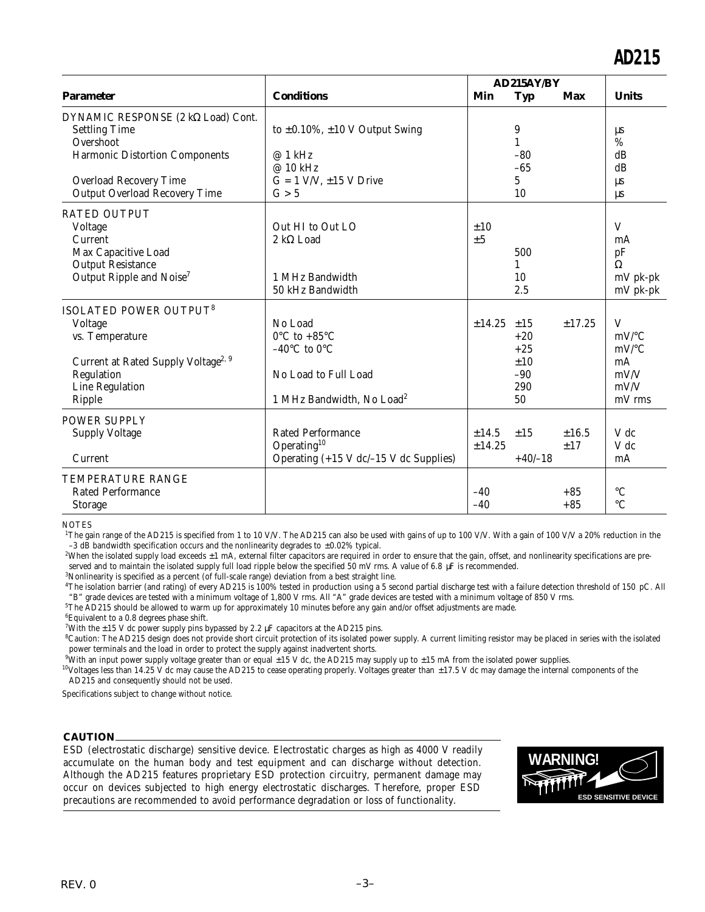| Parameter | Conditions | AD215AY/BY Min | Typ | Max | Units |
|---|---|---|---|---|---|
| DYNAMIC RESPONSE (2 kΩ Load) Cont. | | | | | |
| Settling Time | to ±0.10%, ±10 V Output Swing | | 9 | | µs |
| Overshoot | | | 1 | | % |
| Harmonic Distortion Components | @ 1 kHz | | –80 | | dB |
| | @ 10 kHz | | –65 | | dB |
| Overload Recovery Time | G = 1 V/V, ±15 V Drive | | 5 | | µs |
| Output Overload Recovery Time | G > 5 | | 10 | | µs |
| RATED OUTPUT | | | | | |
| Voltage | Out HI to Out LO | ±10 | | | V |
| Current | 2 kΩ Load | ±5 | | | mA |
| Max Capacitive Load | | | 500 | | pF |
| Output Resistance | | | 1 | | Ω |
| Output Ripple and Noise[7] | 1 MHz Bandwidth | | 10 | | mV pk-pk |
| | 50 kHz Bandwidth | | 2.5 | | mV pk-pk |
| ISOLATED POWER OUTPUT[8] | | | | | |
| Voltage | No Load | ±14.25 | ±15 | ±17.25 | V |
| vs. Temperature | 0°C to +85°C | | +20 | | mV/°C |
| | –40°C to 0°C | | +25 | | mV/°C |
| Current at Rated Supply Voltage[2, 9] | | | ±10 | | mA |
| Regulation | No Load to Full Load | | –90 | | mV/V |
| Line Regulation | | | 290 | | mV/V |
| Ripple | 1 MHz Bandwidth, No Load[2] | | 50 | | mV rms |
| POWER SUPPLY | | | | | |
| Supply Voltage | Rated Performance | ±14.5 | ±15 | ±16.5 | V dc |
| | Operating[10] | ±14.25 | | ±17 | V dc |
| Current | Operating (+15 V dc/–15 V dc Supplies) | | +40/–18 | | mA |
| TEMPERATURE RANGE | | | | | |
| Rated Performance | | –40 | | +85 | °C |
| Storage | | –40 | | +85 | °C |

NOTES

[1] The gain range of the AD215 is specified from 1 to 10 V/V. The AD215 can also be used with gains of up to 100 V/V. With a gain of 100 V/V a 20% reduction in the –3 dB bandwidth specification occurs and the nonlinearity degrades to ±0.02% typical.

[2] When the isolated supply load exceeds ±1 mA, external filter capacitors are required in order to ensure that the gain, offset, and nonlinearity specifications are preserved and to maintain the isolated supply full load ripple below the specified 50 mV rms. A value of 6.8 µF is recommended.

[3] Nonlinearity is specified as a percent (of full-scale range) deviation from a best straight line.

[4] The isolation barrier (and rating) of every AD215 is 100% tested in production using a 5 second partial discharge test with a failure detection threshold of 150 pC. All "B" grade devices are tested with a minimum voltage of 1,800 V rms. All "A" grade devices are tested with a minimum voltage of 850 V rms.

[5] The AD215 should be allowed to warm up for approximately 10 minutes before any gain and/or offset adjustments are made.

[6] Equivalent to a 0.8 degrees phase shift.

[7] With the ±15 V dc power supply pins bypassed by 2.2 µF capacitors at the AD215 pins.

[8] Caution: The AD215 design does not provide short circuit protection of its isolated power supply. A current limiting resistor may be placed in series with the isolated power terminals and the load in order to protect the supply against inadvertent shorts.

[9] With an input power supply voltage greater than or equal ±15 V dc, the AD215 may supply up to ±15 mA from the isolated power supplies.

[10] Voltages less than 14.25 V dc may cause the AD215 to cease operating properly. Voltages greater than ±17.5 V dc may damage the internal components of the AD215 and consequently should not be used.

Specifications subject to change without notice.

**CAUTION**

ESD (electrostatic discharge) sensitive device. Electrostatic charges as high as 4000 V readily accumulate on the human body and test equipment and can discharge without detection. Although the AD215 features proprietary ESD protection circuitry, permanent damage may occur on devices subjected to high energy electrostatic discharges. Therefore, proper ESD precautions are recommended to avoid performance degradation or loss of functionality.

WARNING! ESD SENSITIVE DEVICE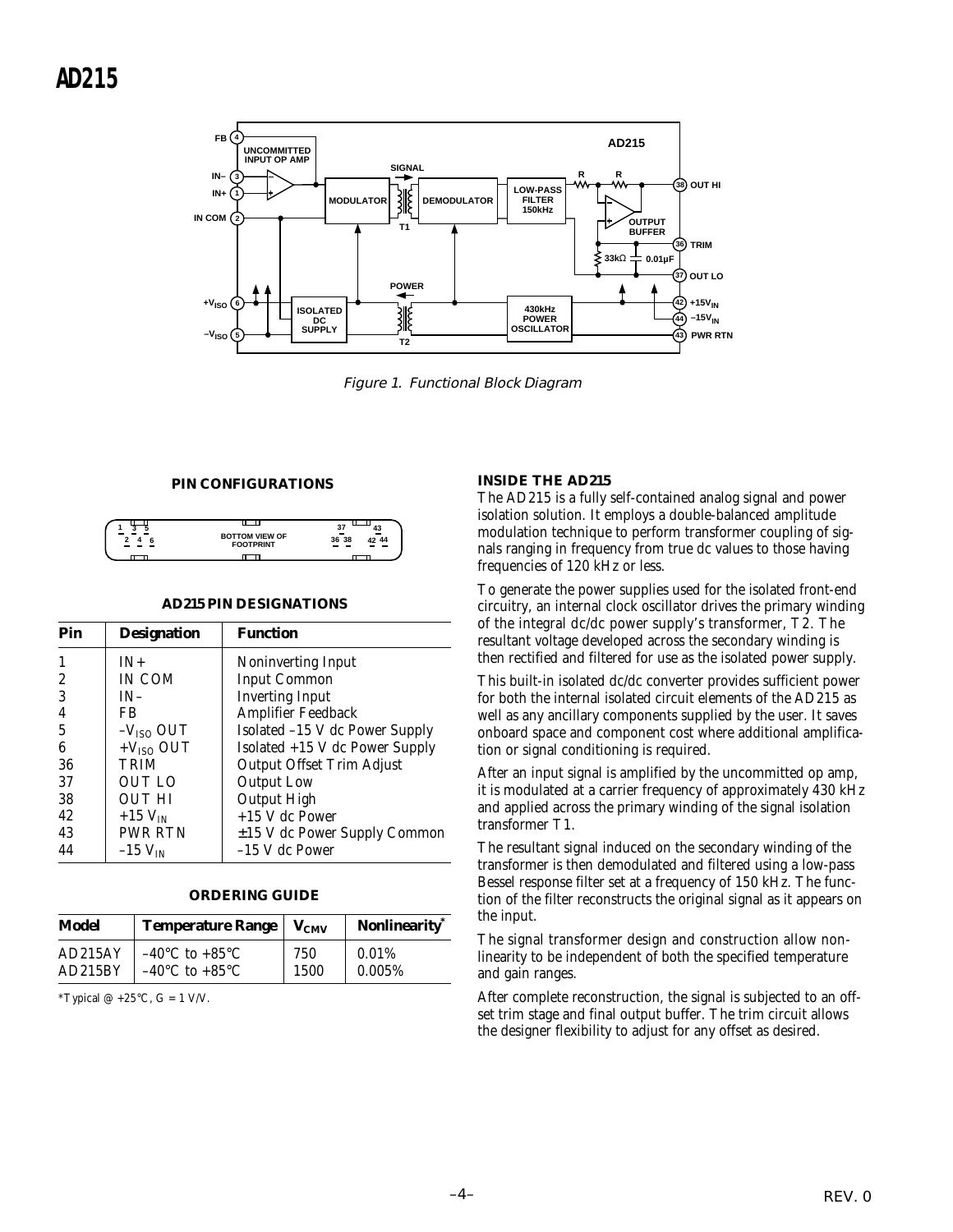Figure 1. Functional Block Diagram

## PIN CONFIGURATIONS

### AD215 PIN DESIGNATIONS

| Pin | Designation | Function |
|---|---|---|
| 1 | IN+ | Noninverting Input |
| 2 | IN COM | Input Common |
| 3 | IN– | Inverting Input |
| 4 | FB | Amplifier Feedback |
| 5 | $-V_{ISO}$ OUT | Isolated –15 V dc Power Supply |
| 6 | $+V_{ISO}$ OUT | Isolated +15 V dc Power Supply |
| 36 | TRIM | Output Offset Trim Adjust |
| 37 | OUT LO | Output Low |
| 38 | OUT HI | Output High |
| 42 | $+15\ V_{IN}$ | +15 V dc Power |
| 43 | PWR RTN | ±15 V dc Power Supply Common |
| 44 | $-15\ V_{IN}$ | –15 V dc Power |

### ORDERING GUIDE

| Model | Temperature Range | $V_{CMV}$ | Nonlinearity* |
|---|---|---|---|
| AD215AY | –40°C to +85°C | 750 | 0.01% |
| AD215BY | –40°C to +85°C | 1500 | 0.005% |

*Typical @ +25°C, G = 1 V/V.

## INSIDE THE AD215

The AD215 is a fully self-contained analog signal and power isolation solution. It employs a double-balanced amplitude modulation technique to perform transformer coupling of signals ranging in frequency from true dc values to those having frequencies of 120 kHz or less.

To generate the power supplies used for the isolated front-end circuitry, an internal clock oscillator drives the primary winding of the integral dc/dc power supply's transformer, T2. The resultant voltage developed across the secondary winding is then rectified and filtered for use as the isolated power supply.

This built-in isolated dc/dc converter provides sufficient power for both the internal isolated circuit elements of the AD215 as well as any ancillary components supplied by the user. It saves onboard space and component cost where additional amplification or signal conditioning is required.

After an input signal is amplified by the uncommitted op amp, it is modulated at a carrier frequency of approximately 430 kHz and applied across the primary winding of the signal isolation transformer T1.

The resultant signal induced on the secondary winding of the transformer is then demodulated and filtered using a low-pass Bessel response filter set at a frequency of 150 kHz. The function of the filter reconstructs the original signal as it appears on the input.

The signal transformer design and construction allow nonlinearity to be independent of both the specified temperature and gain ranges.

After complete reconstruction, the signal is subjected to an offset trim stage and final output buffer. The trim circuit allows the designer flexibility to adjust for any offset as desired.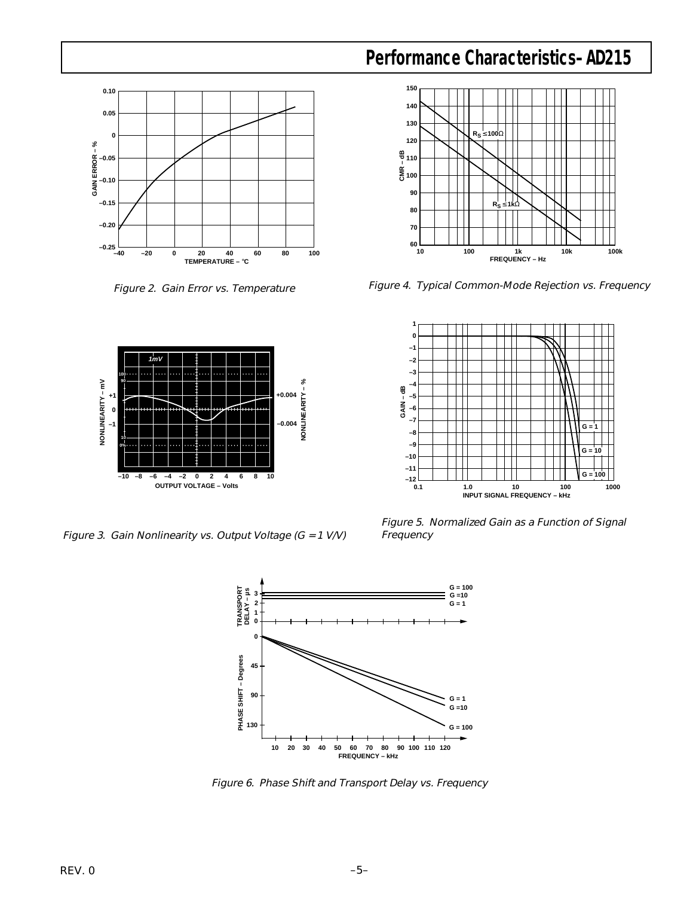# Performance Characteristics–AD215

Figure 2. Gain Error vs. Temperature

Figure 4. Typical Common-Mode Rejection vs. Frequency

Figure 3. Gain Nonlinearity vs. Output Voltage (G = 1 V/V)

Figure 5. Normalized Gain as a Function of Signal Frequency

Figure 6. Phase Shift and Transport Delay vs. Frequency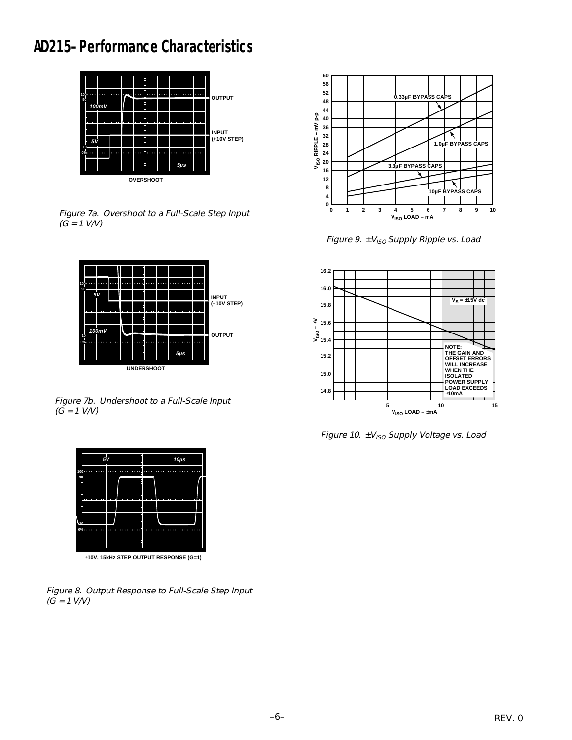# AD215–Performance Characteristics

Figure 7a. Overshoot to a Full-Scale Step Input ($G = 1$ V/V)

Figure 7b. Undershoot to a Full-Scale Input ($G = 1$ V/V)

Figure 8. Output Response to Full-Scale Step Input ($G = 1$ V/V)

Figure 9. $\pm V_{ISO}$ Supply Ripple vs. Load

Figure 10. $\pm V_{ISO}$ Supply Voltage vs. Load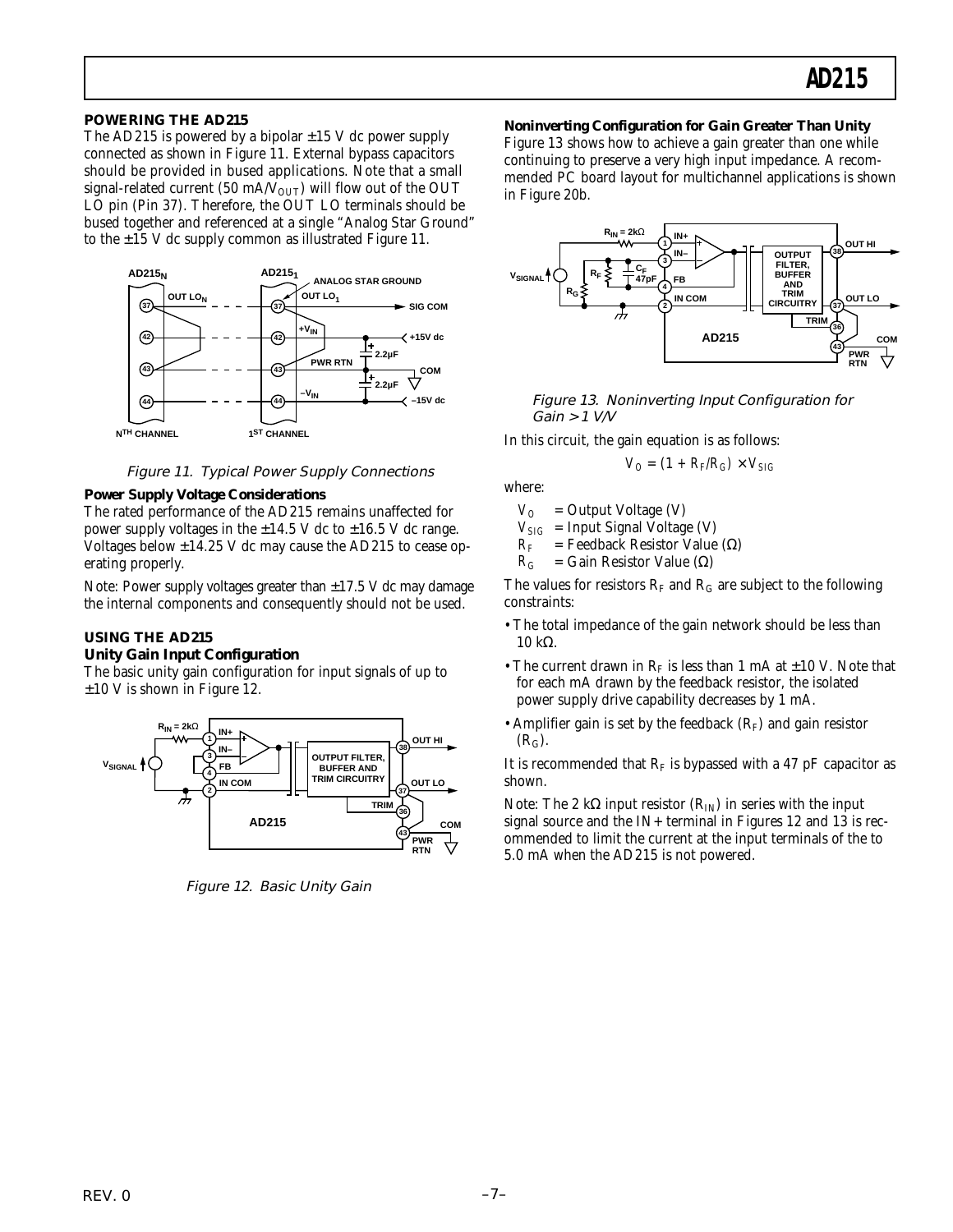## POWERING THE AD215

The AD215 is powered by a bipolar ±15 V dc power supply connected as shown in Figure 11. External bypass capacitors should be provided in bused applications. Note that a small signal-related current (50 mA/$V_{OUT}$) will flow out of the OUT LO pin (Pin 37). Therefore, the OUT LO terminals should be bused together and referenced at a single "Analog Star Ground" to the ±15 V dc supply common as illustrated Figure 11.

*Figure 11. Typical Power Supply Connections*

### Power Supply Voltage Considerations

The rated performance of the AD215 remains unaffected for power supply voltages in the ±14.5 V dc to ±16.5 V dc range. Voltages below ±14.25 V dc may cause the AD215 to cease operating properly.

Note: Power supply voltages greater than ±17.5 V dc may damage the internal components and consequently should not be used.

## USING THE AD215

### Unity Gain Input Configuration

The basic unity gain configuration for input signals of up to ±10 V is shown in Figure 12.

*Figure 12. Basic Unity Gain*

### Noninverting Configuration for Gain Greater Than Unity

Figure 13 shows how to achieve a gain greater than one while continuing to preserve a very high input impedance. A recommended PC board layout for multichannel applications is shown in Figure 20b.

*Figure 13. Noninverting Input Configuration for Gain > 1 V/V*

In this circuit, the gain equation is as follows:

$$V_O = (1 + R_F/R_G) \times V_{SIG}$$

where:

- $V_O$ = Output Voltage (V)
- $V_{SIG}$ = Input Signal Voltage (V)
- $R_F$ = Feedback Resistor Value (Ω)
- $R_G$ = Gain Resistor Value (Ω)

The values for resistors $R_F$ and $R_G$ are subject to the following constraints:

- The total impedance of the gain network should be less than 10 kΩ.
- The current drawn in $R_F$ is less than 1 mA at ±10 V. Note that for each mA drawn by the feedback resistor, the isolated power supply drive capability decreases by 1 mA.
- Amplifier gain is set by the feedback ($R_F$) and gain resistor ($R_G$).

It is recommended that $R_F$ is bypassed with a 47 pF capacitor as shown.

Note: The 2 kΩ input resistor ($R_{IN}$) in series with the input signal source and the IN+ terminal in Figures 12 and 13 is recommended to limit the current at the input terminals of the to 5.0 mA when the AD215 is not powered.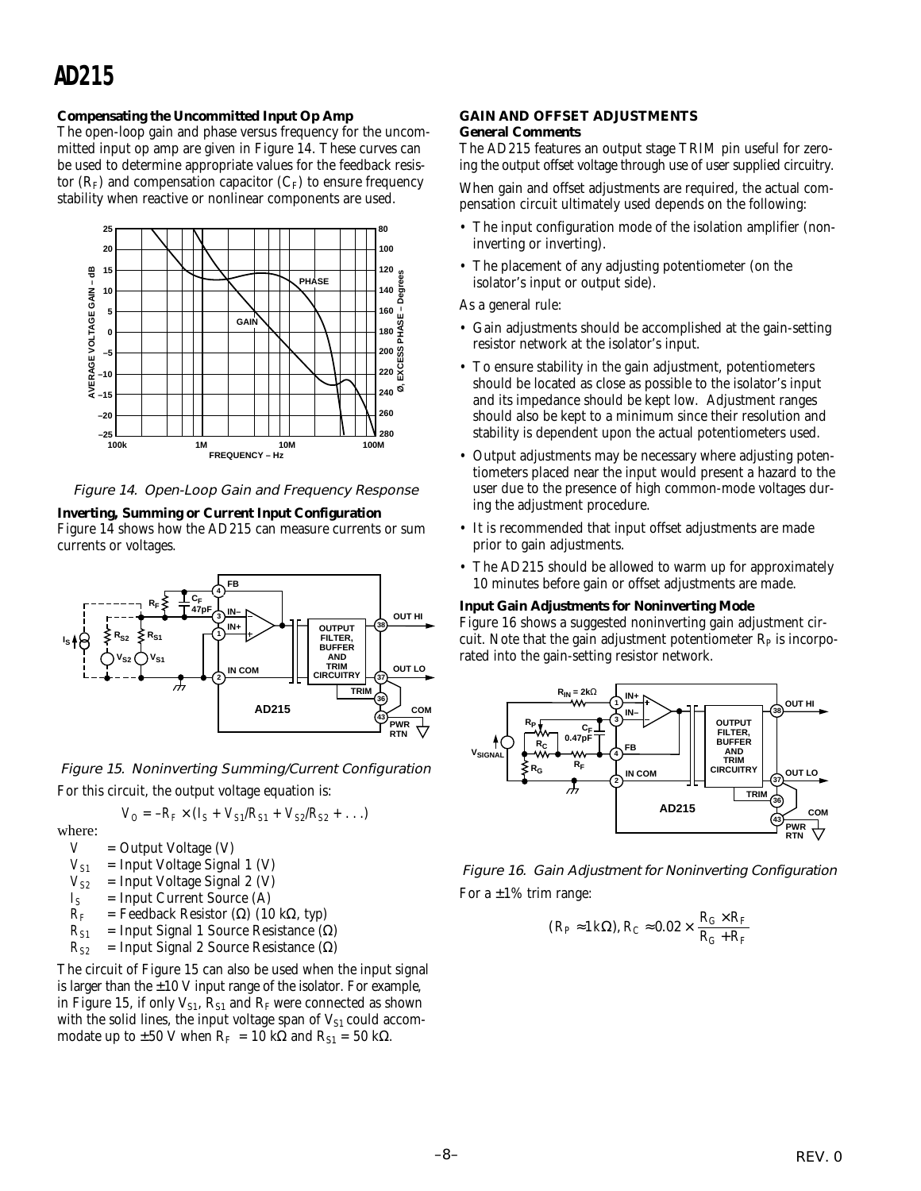### Compensating the Uncommitted Input Op Amp

The open-loop gain and phase versus frequency for the uncommitted input op amp are given in Figure 14. These curves can be used to determine appropriate values for the feedback resistor ($R_F$) and compensation capacitor ($C_F$) to ensure frequency stability when reactive or nonlinear components are used.

*Figure 14. Open-Loop Gain and Frequency Response*

### Inverting, Summing or Current Input Configuration

Figure 14 shows how the AD215 can measure currents or sum currents or voltages.

*Figure 15. Noninverting Summing/Current Configuration*

For this circuit, the output voltage equation is:

$$V_O = -R_F \times (I_S + V_{S1}/R_{S1} + V_{S2}/R_{S2} + \ldots)$$

where:

- $V$ = Output Voltage (V)
- $V_{S1}$ = Input Voltage Signal 1 (V)
- $V_{S2}$ = Input Voltage Signal 2 (V)
- $I_S$ = Input Current Source (A)
- $R_F$ = Feedback Resistor (Ω) (10 kΩ, typ)
- $R_{S1}$ = Input Signal 1 Source Resistance (Ω)
- $R_{S2}$ = Input Signal 2 Source Resistance (Ω)

The circuit of Figure 15 can also be used when the input signal is larger than the ±10 V input range of the isolator. For example, in Figure 15, if only $V_{S1}$, $R_{S1}$ and $R_F$ were connected as shown with the solid lines, the input voltage span of $V_{S1}$ could accommodate up to ±50 V when $R_F$ = 10 kΩ and $R_{S1}$ = 50 kΩ.

## GAIN AND OFFSET ADJUSTMENTS

### General Comments

The AD215 features an output stage TRIM pin useful for zeroing the output offset voltage through use of user supplied circuitry.

When gain and offset adjustments are required, the actual compensation circuit ultimately used depends on the following:

- The input configuration mode of the isolation amplifier (noninverting or inverting).
- The placement of any adjusting potentiometer (on the isolator's input or output side).

As a general rule:

- Gain adjustments should be accomplished at the gain-setting resistor network at the isolator's input.
- To ensure stability in the gain adjustment, potentiometers should be located as close as possible to the isolator's input and its impedance should be kept low. Adjustment ranges should also be kept to a minimum since their resolution and stability is dependent upon the actual potentiometers used.
- Output adjustments may be necessary where adjusting potentiometers placed near the input would present a hazard to the user due to the presence of high common-mode voltages during the adjustment procedure.
- It is recommended that input offset adjustments are made prior to gain adjustments.
- The AD215 should be allowed to warm up for approximately 10 minutes before gain or offset adjustments are made.

### Input Gain Adjustments for Noninverting Mode

Figure 16 shows a suggested noninverting gain adjustment circuit. Note that the gain adjustment potentiometer $R_P$ is incorporated into the gain-setting resistor network.

*Figure 16. Gain Adjustment for Noninverting Configuration*

For a ±1% trim range:

$$(R_P \approx 1\,k\Omega),\ R_C \approx 0.02 \times \frac{R_G \times R_F}{R_G + R_F}$$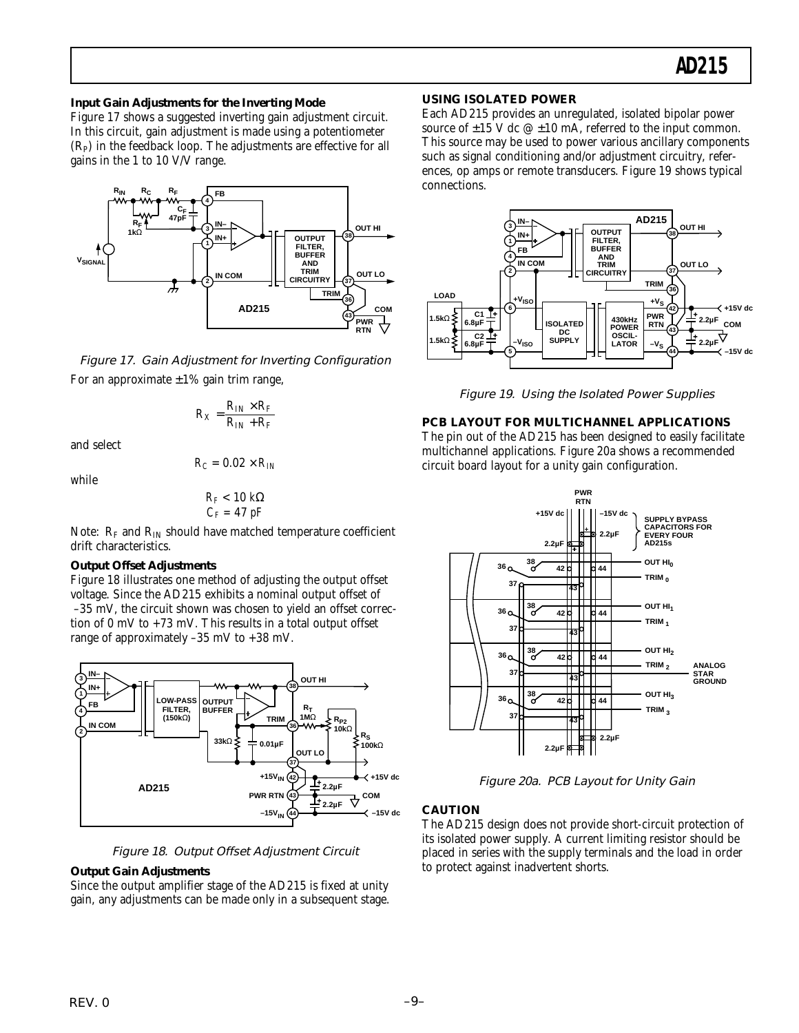### Input Gain Adjustments for the Inverting Mode

Figure 17 shows a suggested inverting gain adjustment circuit. In this circuit, gain adjustment is made using a potentiometer ($R_P$) in the feedback loop. The adjustments are effective for all gains in the 1 to 10 V/V range.

*Figure 17. Gain Adjustment for Inverting Configuration*

For an approximate ±1% gain trim range,

$$R_X = \frac{R_{IN} \times R_F}{R_{IN} + R_F}$$

and select

$$R_C = 0.02 \times R_{IN}$$

while

$$R_F < 10\ k\Omega$$
$$C_F = 47\ pF$$

Note: $R_F$ and $R_{IN}$ should have matched temperature coefficient drift characteristics.

### Output Offset Adjustments

Figure 18 illustrates one method of adjusting the output offset voltage. Since the AD215 exhibits a nominal output offset of –35 mV, the circuit shown was chosen to yield an offset correction of 0 mV to +73 mV. This results in a total output offset range of approximately –35 mV to +38 mV.

*Figure 18. Output Offset Adjustment Circuit*

### Output Gain Adjustments

Since the output amplifier stage of the AD215 is fixed at unity gain, any adjustments can be made only in a subsequent stage.

## USING ISOLATED POWER

Each AD215 provides an unregulated, isolated bipolar power source of ±15 V dc @ ±10 mA, referred to the input common. This source may be used to power various ancillary components such as signal conditioning and/or adjustment circuitry, references, op amps or remote transducers. Figure 19 shows typical connections.

*Figure 19. Using the Isolated Power Supplies*

## PCB LAYOUT FOR MULTICHANNEL APPLICATIONS

The pin out of the AD215 has been designed to easily facilitate multichannel applications. Figure 20a shows a recommended circuit board layout for a unity gain configuration.

*Figure 20a. PCB Layout for Unity Gain*

## CAUTION

The AD215 design does not provide short-circuit protection of its isolated power supply. A current limiting resistor should be placed in series with the supply terminals and the load in order to protect against inadvertent shorts.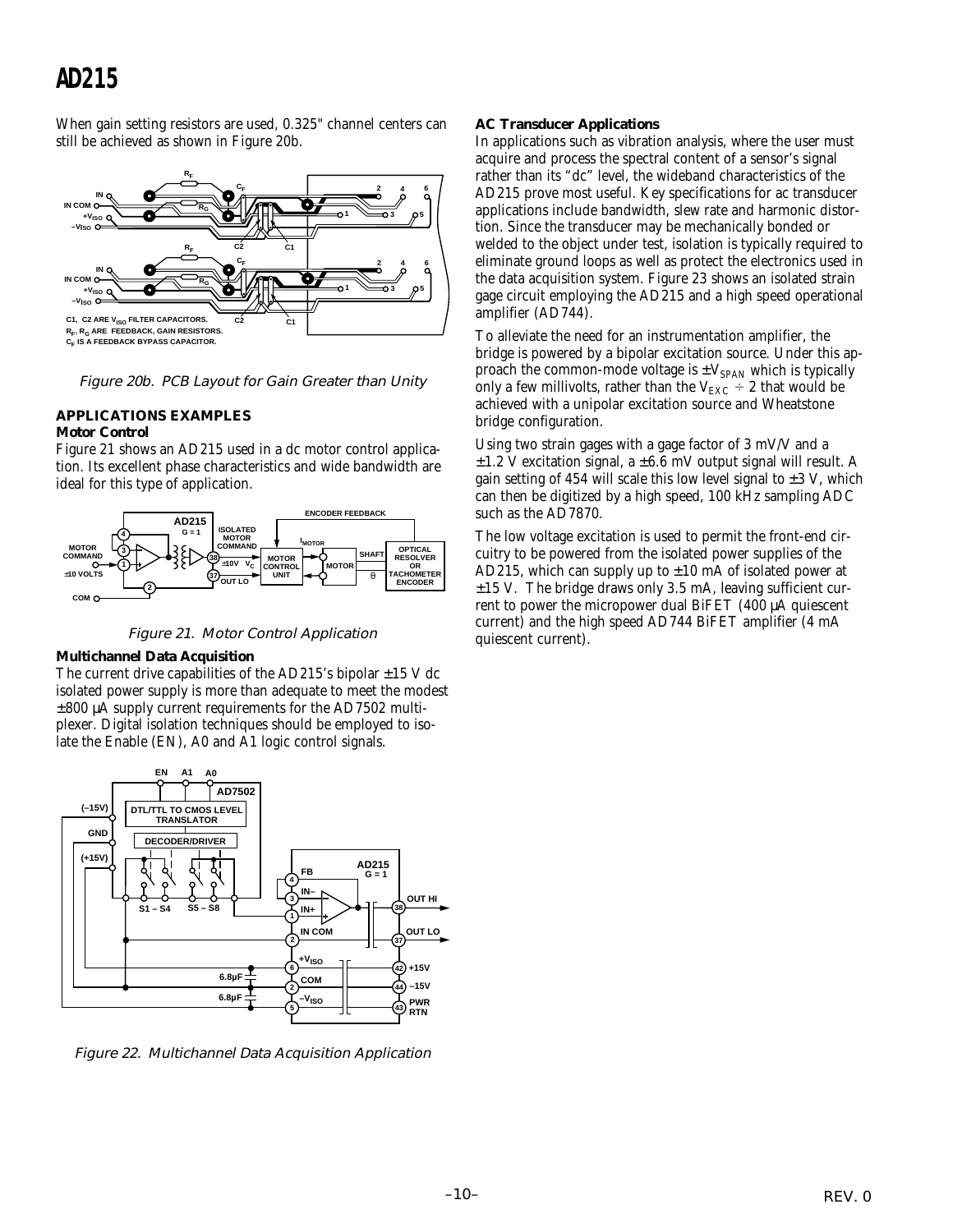When gain setting resistors are used, 0.325" channel centers can still be achieved as shown in Figure 20b.

Figure 20b. PCB Layout for Gain Greater than Unity

## APPLICATIONS EXAMPLES

### Motor Control

Figure 21 shows an AD215 used in a dc motor control application. Its excellent phase characteristics and wide bandwidth are ideal for this type of application.

Figure 21. Motor Control Application

### Multichannel Data Acquisition

The current drive capabilities of the AD215's bipolar ±15 V dc isolated power supply is more than adequate to meet the modest ±800 µA supply current requirements for the AD7502 multiplexer. Digital isolation techniques should be employed to isolate the Enable (EN), A0 and A1 logic control signals.

Figure 22. Multichannel Data Acquisition Application

### AC Transducer Applications

In applications such as vibration analysis, where the user must acquire and process the spectral content of a sensor's signal rather than its "dc" level, the wideband characteristics of the AD215 prove most useful. Key specifications for ac transducer applications include bandwidth, slew rate and harmonic distortion. Since the transducer may be mechanically bonded or welded to the object under test, isolation is typically required to eliminate ground loops as well as protect the electronics used in the data acquisition system. Figure 23 shows an isolated strain gage circuit employing the AD215 and a high speed operational amplifier (AD744).

To alleviate the need for an instrumentation amplifier, the bridge is powered by a bipolar excitation source. Under this approach the common-mode voltage is $\pm V_{SPAN}$ which is typically only a few millivolts, rather than the $V_{EXC} \div 2$ that would be achieved with a unipolar excitation source and Wheatstone bridge configuration.

Using two strain gages with a gage factor of 3 mV/V and a ±1.2 V excitation signal, a ±6.6 mV output signal will result. A gain setting of 454 will scale this low level signal to ±3 V, which can then be digitized by a high speed, 100 kHz sampling ADC such as the AD7870.

The low voltage excitation is used to permit the front-end circuitry to be powered from the isolated power supplies of the AD215, which can supply up to ±10 mA of isolated power at ±15 V. The bridge draws only 3.5 mA, leaving sufficient current to power the micropower dual BiFET (400 µA quiescent current) and the high speed AD744 BiFET amplifier (4 mA quiescent current).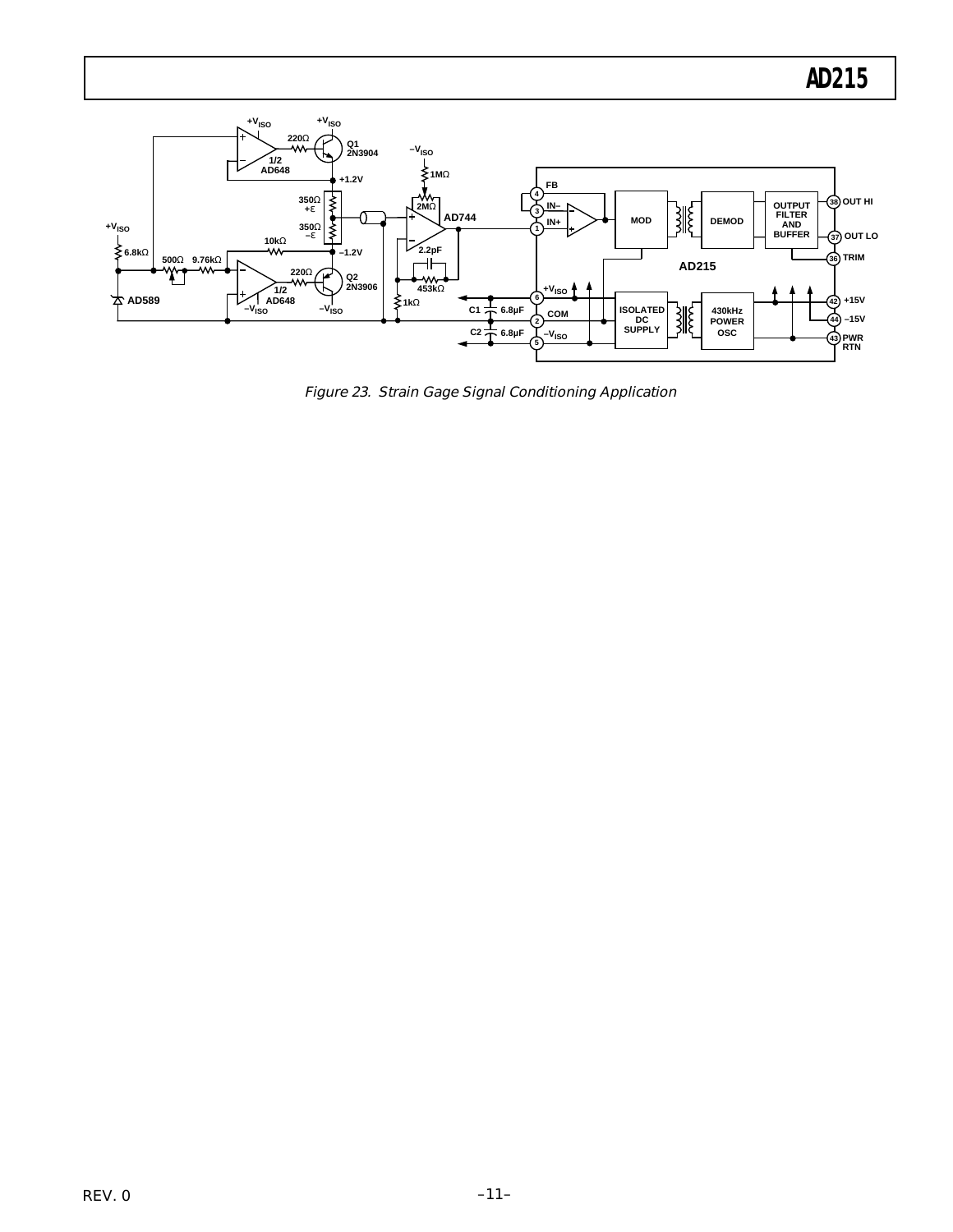Figure 23. Strain Gage Signal Conditioning Application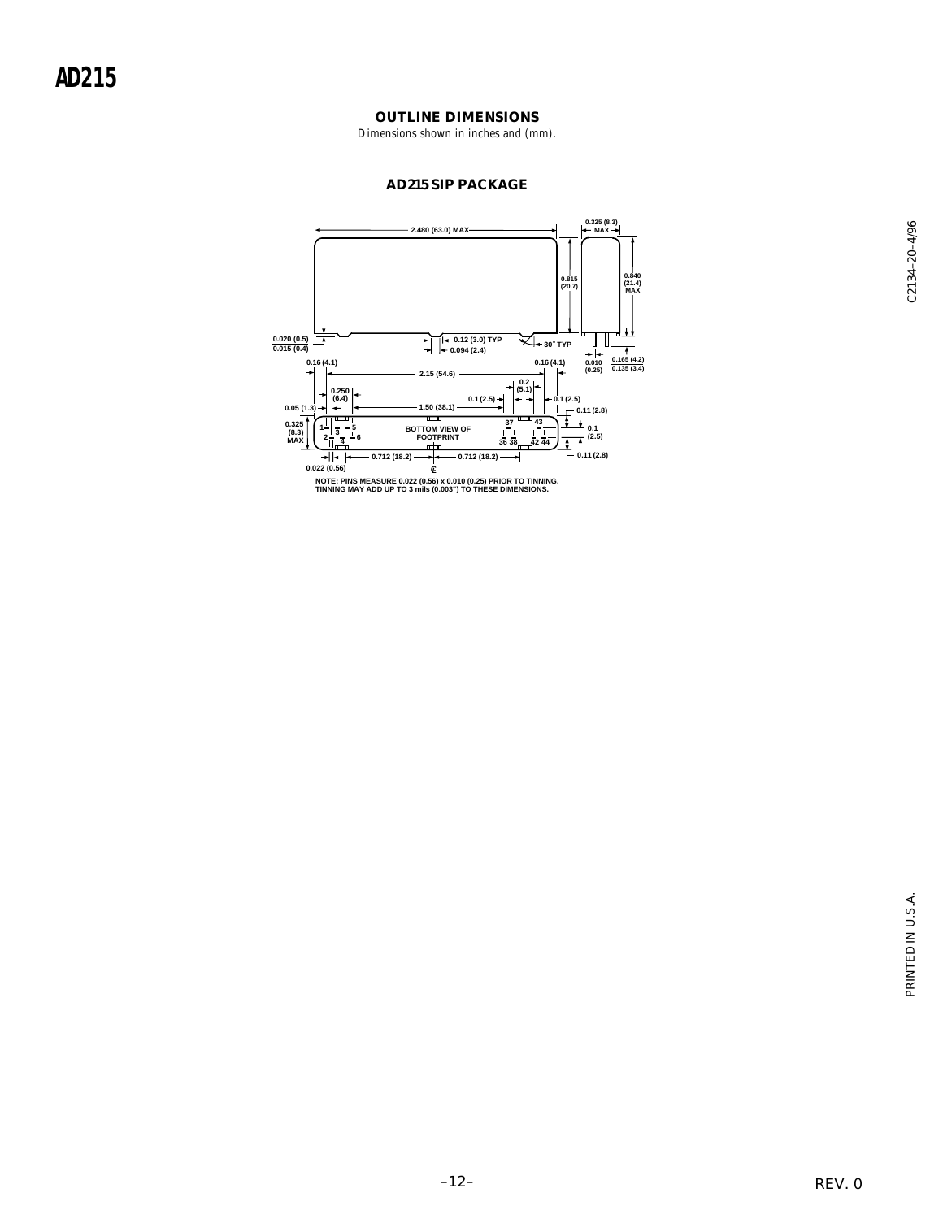## OUTLINE DIMENSIONS

*Dimensions shown in inches and (mm).*

### AD215 SIP PACKAGE

2.480 (63.0) MAX

0.325 (8.3) MAX

0.815 (20.7)

0.840 (21.4) MAX

0.020 (0.5)
0.015 (0.4)

0.12 (3.0) TYP

0.094 (2.4)

30° TYP

0.010 (0.25)

0.165 (4.2)
0.135 (3.4)

0.16 (4.1)

2.15 (54.6)

0.16 (4.1)

0.2 (5.1)

0.250 (6.4)

0.1 (2.5)

0.1 (2.5)

0.05 (1.3)

1.50 (38.1)

0.11 (2.8)

0.325 (8.3) MAX

1 3 5
2 4 6

BOTTOM VIEW OF FOOTPRINT

37 43
36 38 42 44

0.1 (2.5)

0.11 (2.8)

0.712 (18.2)

0.712 (18.2)

0.022 (0.56)

℄

NOTE: PINS MEASURE 0.022 (0.56) x 0.010 (0.25) PRIOR TO TINNING.
TINNING MAY ADD UP TO 3 mils (0.003") TO THESE DIMENSIONS.

C2134–20–4/96

PRINTED IN U.S.A.